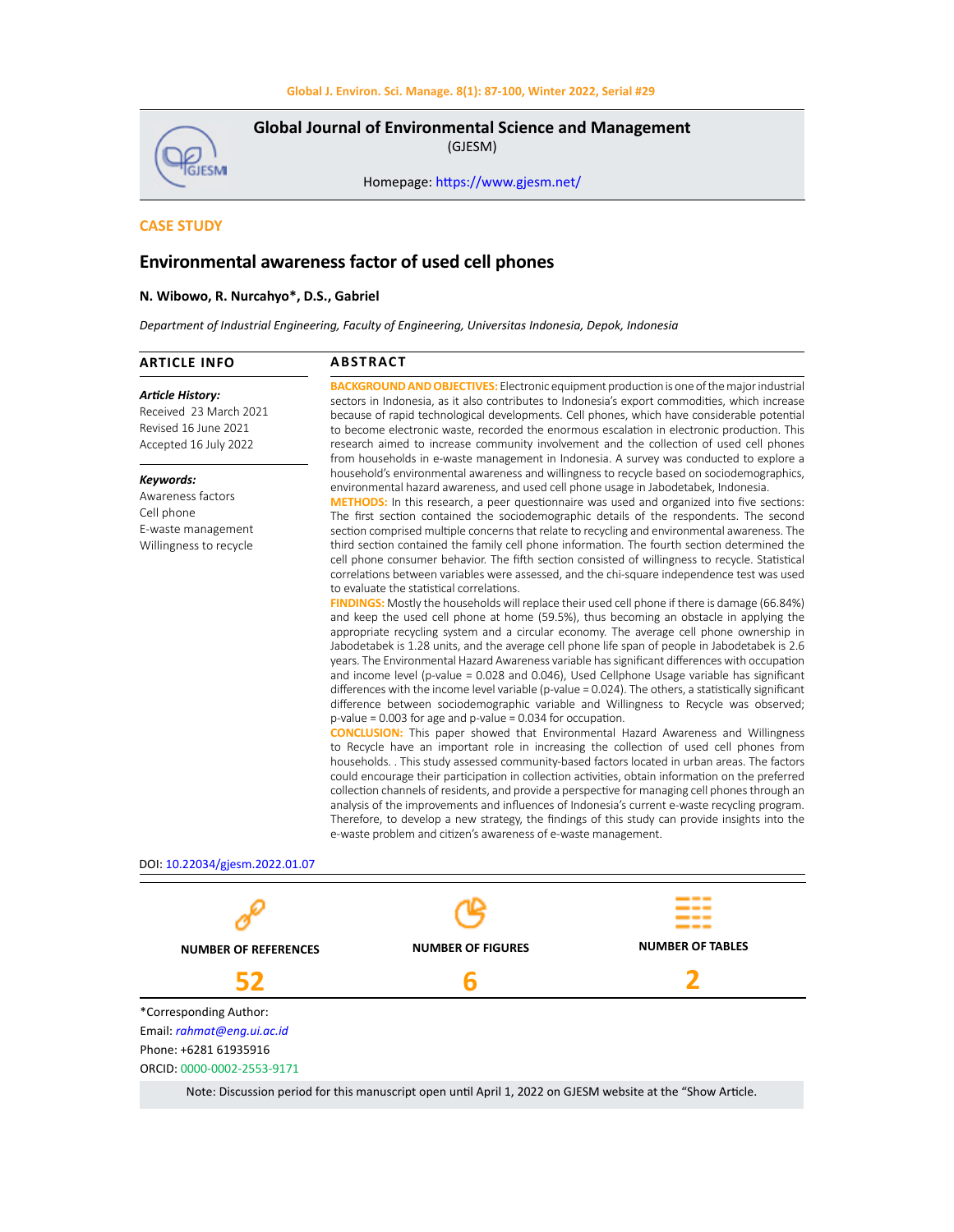Global Journal of Environmental Science and Management
(GJESM)

Homepage: https://www.gjesm.net/

**CASE STUDY**

# Environmental awareness factor of used cell phones

**N. Wibowo, R. Nurcahyo\*, D.S., Gabriel**

*Department of Industrial Engineering, Faculty of Engineering, Universitas Indonesia, Depok, Indonesia*

## ARTICLE INFO

***Article History:***
Received 23 March 2021
Revised 16 June 2021
Accepted 16 July 2022

***Keywords:***
Awareness factors
Cell phone
E-waste management
Willingness to recycle

## ABSTRACT

**BACKGROUND AND OBJECTIVES:** Electronic equipment production is one of the major industrial sectors in Indonesia, as it also contributes to Indonesia's export commodities, which increase because of rapid technological developments. Cell phones, which have considerable potential to become electronic waste, recorded the enormous escalation in electronic production. This research aimed to increase community involvement and the collection of used cell phones from households in e-waste management in Indonesia. A survey was conducted to explore a household's environmental awareness and willingness to recycle based on sociodemographics, environmental hazard awareness, and used cell phone usage in Jabodetabek, Indonesia.

**METHODS:** In this research, a peer questionnaire was used and organized into five sections: The first section contained the sociodemographic details of the respondents. The second section comprised multiple concerns that relate to recycling and environmental awareness. The third section contained the family cell phone information. The fourth section determined the cell phone consumer behavior. The fifth section consisted of willingness to recycle. Statistical correlations between variables were assessed, and the chi-square independence test was used to evaluate the statistical correlations.

**FINDINGS:** Mostly the households will replace their used cell phone if there is damage (66.84%) and keep the used cell phone at home (59.5%), thus becoming an obstacle in applying the appropriate recycling system and a circular economy. The average cell phone ownership in Jabodetabek is 1.28 units, and the average cell phone life span of people in Jabodetabek is 2.6 years. The Environmental Hazard Awareness variable has significant differences with occupation and income level (p-value = 0.028 and 0.046), Used Cellphone Usage variable has significant differences with the income level variable (p-value = 0.024). The others, a statistically significant difference between sociodemographic variable and Willingness to Recycle was observed; p-value = 0.003 for age and p-value = 0.034 for occupation.

**CONCLUSION:** This paper showed that Environmental Hazard Awareness and Willingness to Recycle have an important role in increasing the collection of used cell phones from households. . This study assessed community-based factors located in urban areas. The factors could encourage their participation in collection activities, obtain information on the preferred collection channels of residents, and provide a perspective for managing cell phones through an analysis of the improvements and influences of Indonesia's current e-waste recycling program. Therefore, to develop a new strategy, the findings of this study can provide insights into the e-waste problem and citizen's awareness of e-waste management.

DOI: 10.22034/gjesm.2022.01.07

| NUMBER OF REFERENCES | NUMBER OF FIGURES | NUMBER OF TABLES |
|---|---|---|
| 52 | 6 | 2 |

\*Corresponding Author:
Email: *rahmat@eng.ui.ac.id*
Phone: +6281 61935916
ORCID: 0000-0002-2553-9171

Note: Discussion period for this manuscript open until April 1, 2022 on GJESM website at the "Show Article.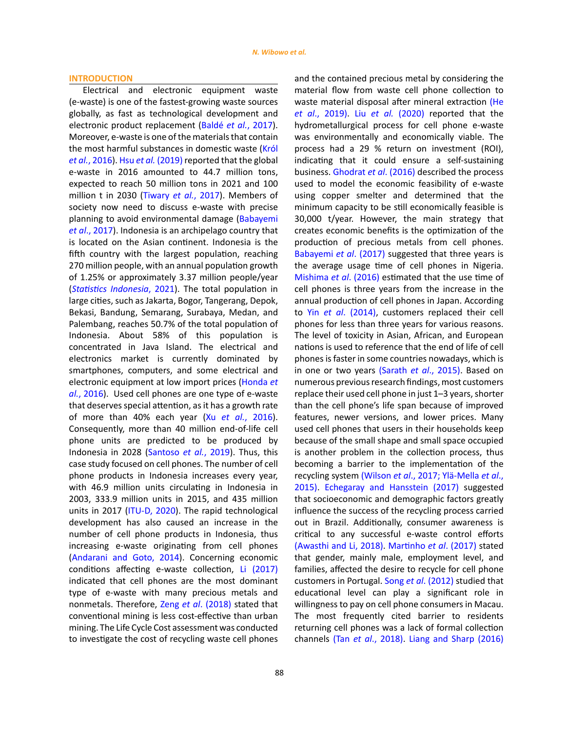## INTRODUCTION

Electrical and electronic equipment waste (e-waste) is one of the fastest-growing waste sources globally, as fast as technological development and electronic product replacement (Baldé *et al.*, 2017). Moreover, e-waste is one of the materials that contain the most harmful substances in domestic waste (Król *et al.*, 2016). Hsu *et al.* (2019) reported that the global e-waste in 2016 amounted to 44.7 million tons, expected to reach 50 million tons in 2021 and 100 million t in 2030 (Tiwary *et al.*, 2017). Members of society now need to discuss e-waste with precise planning to avoid environmental damage (Babayemi *et al.*, 2017). Indonesia is an archipelago country that is located on the Asian continent. Indonesia is the fifth country with the largest population, reaching 270 million people, with an annual population growth of 1.25% or approximately 3.37 million people/year (*Statistics Indonesia*, 2021). The total population in large cities, such as Jakarta, Bogor, Tangerang, Depok, Bekasi, Bandung, Semarang, Surabaya, Medan, and Palembang, reaches 50.7% of the total population of Indonesia. About 58% of this population is concentrated in Java Island. The electrical and electronics market is currently dominated by smartphones, computers, and some electrical and electronic equipment at low import prices (Honda *et al.*, 2016). Used cell phones are one type of e-waste that deserves special attention, as it has a growth rate of more than 40% each year (Xu *et al.*, 2016). Consequently, more than 40 million end-of-life cell phone units are predicted to be produced by Indonesia in 2028 (Santoso *et al.*, 2019). Thus, this case study focused on cell phones. The number of cell phone products in Indonesia increases every year, with 46.9 million units circulating in Indonesia in 2003, 333.9 million units in 2015, and 435 million units in 2017 (ITU-D, 2020). The rapid technological development has also caused an increase in the number of cell phone products in Indonesia, thus increasing e-waste originating from cell phones (Andarani and Goto, 2014). Concerning economic conditions affecting e-waste collection, Li (2017) indicated that cell phones are the most dominant type of e-waste with many precious metals and nonmetals. Therefore, Zeng *et al*. (2018) stated that conventional mining is less cost-effective than urban mining. The Life Cycle Cost assessment was conducted to investigate the cost of recycling waste cell phones and the contained precious metal by considering the material flow from waste cell phone collection to waste material disposal after mineral extraction (He *et al.*, 2019). Liu *et al.* (2020) reported that the hydrometallurgical process for cell phone e-waste was environmentally and economically viable. The process had a 29 % return on investment (ROI), indicating that it could ensure a self-sustaining business. Ghodrat *et al*. (2016) described the process used to model the economic feasibility of e-waste using copper smelter and determined that the minimum capacity to be still economically feasible is 30,000 t/year. However, the main strategy that creates economic benefits is the optimization of the production of precious metals from cell phones. Babayemi *et al*. (2017) suggested that three years is the average usage time of cell phones in Nigeria. Mishima *et al*. (2016) estimated that the use time of cell phones is three years from the increase in the annual production of cell phones in Japan. According to Yin *et al*. (2014), customers replaced their cell phones for less than three years for various reasons. The level of toxicity in Asian, African, and European nations is used to reference that the end of life of cell phones is faster in some countries nowadays, which is in one or two years (Sarath *et al*., 2015). Based on numerous previous research findings, most customers replace their used cell phone in just 1–3 years, shorter than the cell phone's life span because of improved features, newer versions, and lower prices. Many used cell phones that users in their households keep because of the small shape and small space occupied is another problem in the collection process, thus becoming a barrier to the implementation of the recycling system (Wilson *et al*., 2017; Ylä-Mella *et al*., 2015). Echegaray and Hansstein (2017) suggested that socioeconomic and demographic factors greatly influence the success of the recycling process carried out in Brazil. Additionally, consumer awareness is critical to any successful e-waste control efforts (Awasthi and Li, 2018). Martinho *et al*. (2017) stated that gender, mainly male, employment level, and families, affected the desire to recycle for cell phone customers in Portugal. Song *et al*. (2012) studied that educational level can play a significant role in willingness to pay on cell phone consumers in Macau. The most frequently cited barrier to residents returning cell phones was a lack of formal collection channels (Tan *et al*., 2018). Liang and Sharp (2016)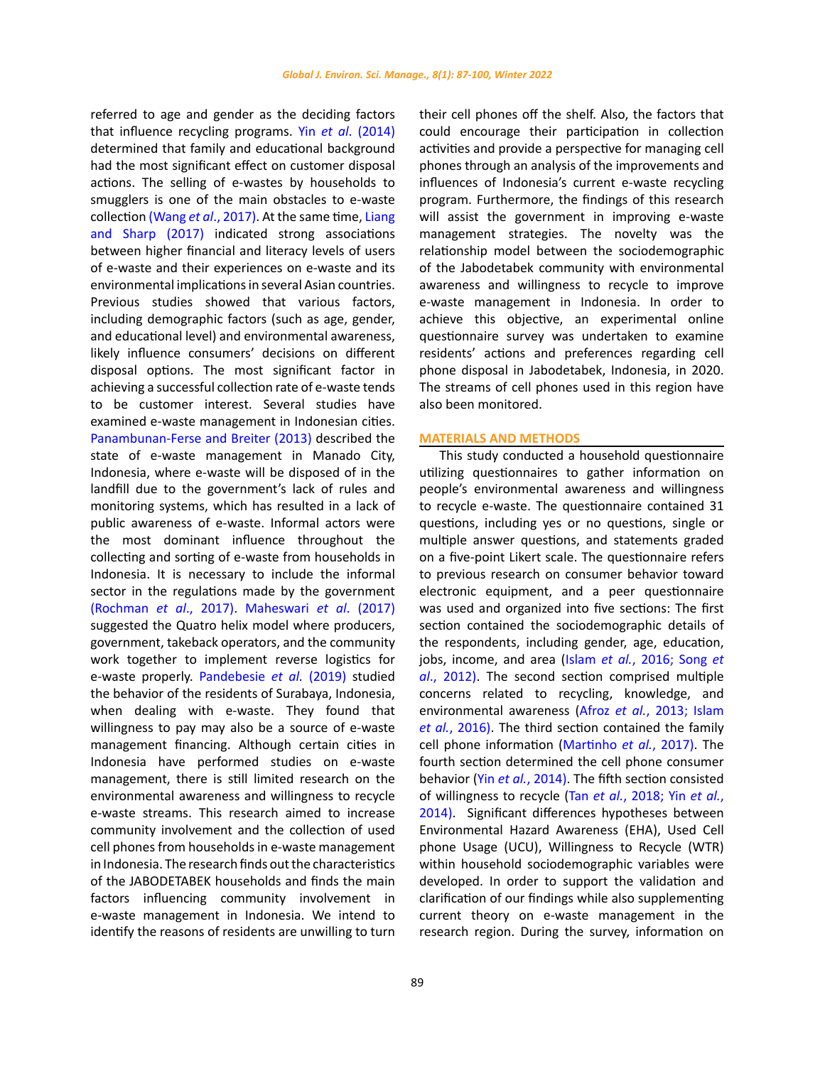referred to age and gender as the deciding factors that influence recycling programs. Yin *et al*. (2014) determined that family and educational background had the most significant effect on customer disposal actions. The selling of e-wastes by households to smugglers is one of the main obstacles to e-waste collection (Wang *et al*., 2017). At the same time, Liang and Sharp (2017) indicated strong associations between higher financial and literacy levels of users of e-waste and their experiences on e-waste and its environmental implications in several Asian countries. Previous studies showed that various factors, including demographic factors (such as age, gender, and educational level) and environmental awareness, likely influence consumers' decisions on different disposal options. The most significant factor in achieving a successful collection rate of e-waste tends to be customer interest. Several studies have examined e-waste management in Indonesian cities. Panambunan-Ferse and Breiter (2013) described the state of e-waste management in Manado City, Indonesia, where e-waste will be disposed of in the landfill due to the government's lack of rules and monitoring systems, which has resulted in a lack of public awareness of e-waste. Informal actors were the most dominant influence throughout the collecting and sorting of e-waste from households in Indonesia. It is necessary to include the informal sector in the regulations made by the government (Rochman *et al*., 2017). Maheswari *et al*. (2017) suggested the Quatro helix model where producers, government, takeback operators, and the community work together to implement reverse logistics for e-waste properly. Pandebesie *et al.* (2019) studied the behavior of the residents of Surabaya, Indonesia, when dealing with e-waste. They found that willingness to pay may also be a source of e-waste management financing. Although certain cities in Indonesia have performed studies on e-waste management, there is still limited research on the environmental awareness and willingness to recycle e-waste streams. This research aimed to increase community involvement and the collection of used cell phones from households in e-waste management in Indonesia. The research finds out the characteristics of the JABODETABEK households and finds the main factors influencing community involvement in e-waste management in Indonesia. We intend to identify the reasons of residents are unwilling to turn their cell phones off the shelf. Also, the factors that could encourage their participation in collection activities and provide a perspective for managing cell phones through an analysis of the improvements and influences of Indonesia's current e-waste recycling program. Furthermore, the findings of this research will assist the government in improving e-waste management strategies. The novelty was the relationship model between the sociodemographic of the Jabodetabek community with environmental awareness and willingness to recycle to improve e-waste management in Indonesia. In order to achieve this objective, an experimental online questionnaire survey was undertaken to examine residents' actions and preferences regarding cell phone disposal in Jabodetabek, Indonesia, in 2020. The streams of cell phones used in this region have also been monitored.

## MATERIALS AND METHODS

This study conducted a household questionnaire utilizing questionnaires to gather information on people's environmental awareness and willingness to recycle e-waste. The questionnaire contained 31 questions, including yes or no questions, single or multiple answer questions, and statements graded on a five-point Likert scale. The questionnaire refers to previous research on consumer behavior toward electronic equipment, and a peer questionnaire was used and organized into five sections: The first section contained the sociodemographic details of the respondents, including gender, age, education, jobs, income, and area (Islam *et al.*, 2016; Song *et al.*, 2012). The second section comprised multiple concerns related to recycling, knowledge, and environmental awareness (Afroz *et al.*, 2013; Islam *et al.*, 2016). The third section contained the family cell phone information (Martinho *et al.*, 2017). The fourth section determined the cell phone consumer behavior (Yin *et al.*, 2014). The fifth section consisted of willingness to recycle (Tan *et al.*, 2018; Yin *et al.*, 2014). Significant differences hypotheses between Environmental Hazard Awareness (EHA), Used Cell phone Usage (UCU), Willingness to Recycle (WTR) within household sociodemographic variables were developed. In order to support the validation and clarification of our findings while also supplementing current theory on e-waste management in the research region. During the survey, information on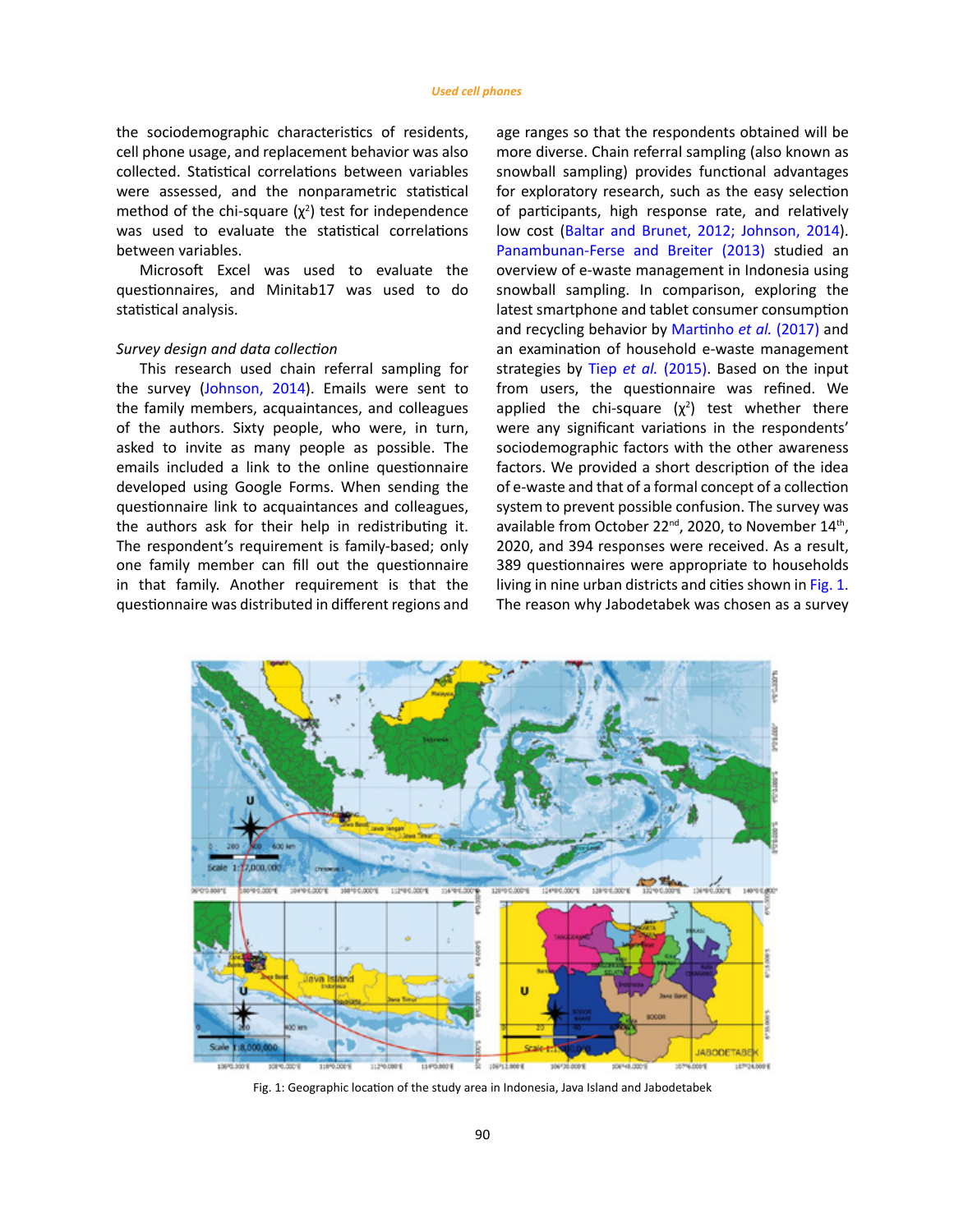the sociodemographic characteristics of residents, cell phone usage, and replacement behavior was also collected. Statistical correlations between variables were assessed, and the nonparametric statistical method of the chi-square ($\chi^2$) test for independence was used to evaluate the statistical correlations between variables.

Microsoft Excel was used to evaluate the questionnaires, and Minitab17 was used to do statistical analysis.

*Survey design and data collection*

This research used chain referral sampling for the survey (Johnson, 2014). Emails were sent to the family members, acquaintances, and colleagues of the authors. Sixty people, who were, in turn, asked to invite as many people as possible. The emails included a link to the online questionnaire developed using Google Forms. When sending the questionnaire link to acquaintances and colleagues, the authors ask for their help in redistributing it. The respondent's requirement is family-based; only one family member can fill out the questionnaire in that family. Another requirement is that the questionnaire was distributed in different regions and age ranges so that the respondents obtained will be more diverse. Chain referral sampling (also known as snowball sampling) provides functional advantages for exploratory research, such as the easy selection of participants, high response rate, and relatively low cost (Baltar and Brunet, 2012; Johnson, 2014). Panambunan-Ferse and Breiter (2013) studied an overview of e-waste management in Indonesia using snowball sampling. In comparison, exploring the latest smartphone and tablet consumer consumption and recycling behavior by Martinho *et al.* (2017) and an examination of household e-waste management strategies by Tiep *et al.* (2015). Based on the input from users, the questionnaire was refined. We applied the chi-square ($\chi^2$) test whether there were any significant variations in the respondents' sociodemographic factors with the other awareness factors. We provided a short description of the idea of e-waste and that of a formal concept of a collection system to prevent possible confusion. The survey was available from October 22nd, 2020, to November 14th, 2020, and 394 responses were received. As a result, 389 questionnaires were appropriate to households living in nine urban districts and cities shown in Fig. 1. The reason why Jabodetabek was chosen as a survey

Fig. 1: Geographic location of the study area in Indonesia, Java Island and Jabodetabek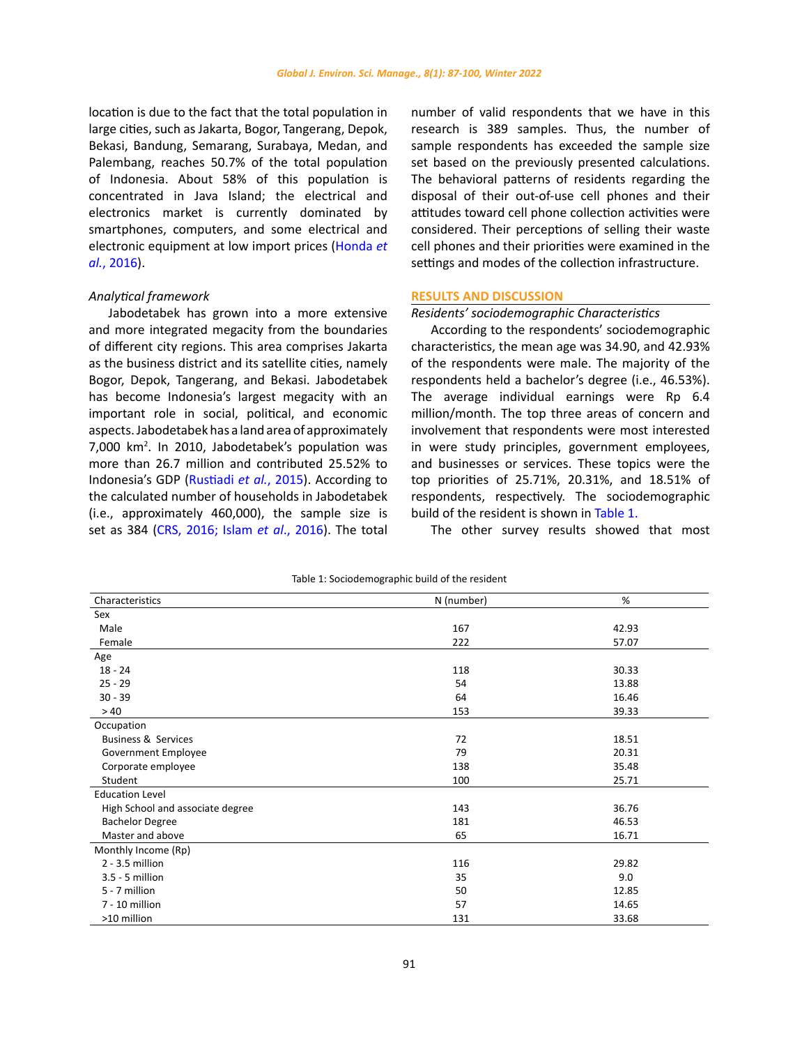location is due to the fact that the total population in large cities, such as Jakarta, Bogor, Tangerang, Depok, Bekasi, Bandung, Semarang, Surabaya, Medan, and Palembang, reaches 50.7% of the total population of Indonesia. About 58% of this population is concentrated in Java Island; the electrical and electronics market is currently dominated by smartphones, computers, and some electrical and electronic equipment at low import prices (Honda *et al.*, 2016).

*Analytical framework*

Jabodetabek has grown into a more extensive and more integrated megacity from the boundaries of different city regions. This area comprises Jakarta as the business district and its satellite cities, namely Bogor, Depok, Tangerang, and Bekasi. Jabodetabek has become Indonesia's largest megacity with an important role in social, political, and economic aspects. Jabodetabek has a land area of approximately 7,000 km$^2$. In 2010, Jabodetabek's population was more than 26.7 million and contributed 25.52% to Indonesia's GDP (Rustiadi *et al.*, 2015). According to the calculated number of households in Jabodetabek (i.e., approximately 460,000), the sample size is set as 384 (CRS, 2016; Islam *et al.*, 2016). The total number of valid respondents that we have in this research is 389 samples. Thus, the number of sample respondents has exceeded the sample size set based on the previously presented calculations. The behavioral patterns of residents regarding the disposal of their out-of-use cell phones and their attitudes toward cell phone collection activities were considered. Their perceptions of selling their waste cell phones and their priorities were examined in the settings and modes of the collection infrastructure.

## RESULTS AND DISCUSSION

*Residents' sociodemographic Characteristics*

According to the respondents' sociodemographic characteristics, the mean age was 34.90, and 42.93% of the respondents were male. The majority of the respondents held a bachelor's degree (i.e., 46.53%). The average individual earnings were Rp 6.4 million/month. The top three areas of concern and involvement that respondents were most interested in were study principles, government employees, and businesses or services. These topics were the top priorities of 25.71%, 20.31%, and 18.51% of respondents, respectively. The sociodemographic build of the resident is shown in Table 1.

The other survey results showed that most

Table 1: Sociodemographic build of the resident

| Characteristics | N (number) | % |
|---|---|---|
| Sex | | |
| Male | 167 | 42.93 |
| Female | 222 | 57.07 |
| Age | | |
| 18 - 24 | 118 | 30.33 |
| 25 - 29 | 54 | 13.88 |
| 30 - 39 | 64 | 16.46 |
| > 40 | 153 | 39.33 |
| Occupation | | |
| Business & Services | 72 | 18.51 |
| Government Employee | 79 | 20.31 |
| Corporate employee | 138 | 35.48 |
| Student | 100 | 25.71 |
| Education Level | | |
| High School and associate degree | 143 | 36.76 |
| Bachelor Degree | 181 | 46.53 |
| Master and above | 65 | 16.71 |
| Monthly Income (Rp) | | |
| 2 - 3.5 million | 116 | 29.82 |
| 3.5 - 5 million | 35 | 9.0 |
| 5 - 7 million | 50 | 12.85 |
| 7 - 10 million | 57 | 14.65 |
| >10 million | 131 | 33.68 |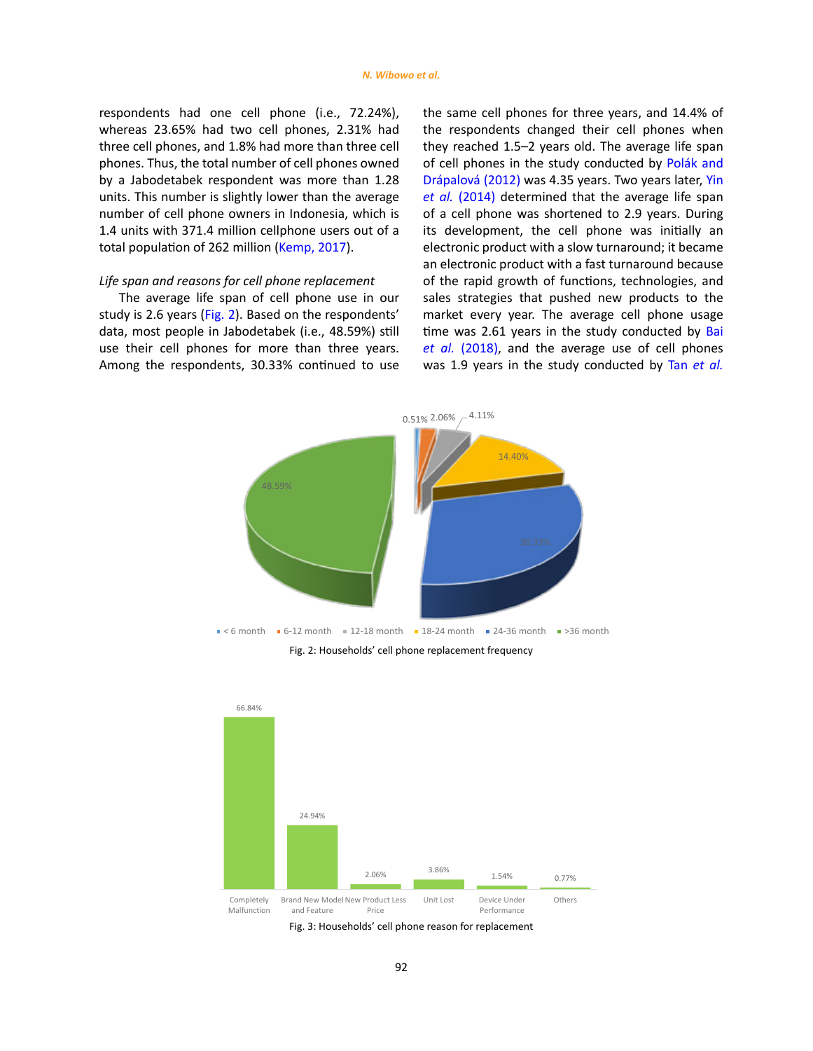respondents had one cell phone (i.e., 72.24%), whereas 23.65% had two cell phones, 2.31% had three cell phones, and 1.8% had more than three cell phones. Thus, the total number of cell phones owned by a Jabodetabek respondent was more than 1.28 units. This number is slightly lower than the average number of cell phone owners in Indonesia, which is 1.4 units with 371.4 million cellphone users out of a total population of 262 million (Kemp, 2017).

*Life span and reasons for cell phone replacement*

The average life span of cell phone use in our study is 2.6 years (Fig. 2). Based on the respondents' data, most people in Jabodetabek (i.e., 48.59%) still use their cell phones for more than three years. Among the respondents, 30.33% continued to use the same cell phones for three years, and 14.4% of the respondents changed their cell phones when they reached 1.5–2 years old. The average life span of cell phones in the study conducted by Polák and Drápalová (2012) was 4.35 years. Two years later, Yin *et al.* (2014) determined that the average life span of a cell phone was shortened to 2.9 years. During its development, the cell phone was initially an electronic product with a slow turnaround; it became an electronic product with a fast turnaround because of the rapid growth of functions, technologies, and sales strategies that pushed new products to the market every year. The average cell phone usage time was 2.61 years in the study conducted by Bai *et al.* (2018), and the average use of cell phones was 1.9 years in the study conducted by Tan *et al.*

Fig. 2: Households' cell phone replacement frequency

Fig. 3: Households' cell phone reason for replacement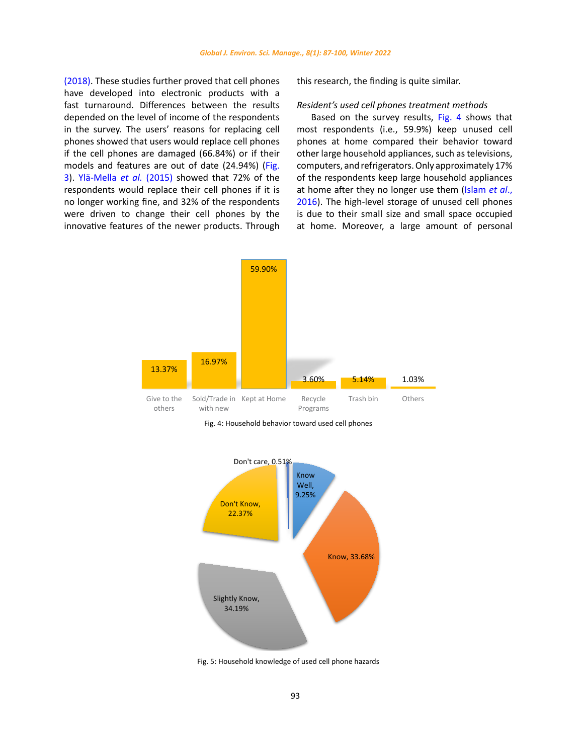(2018). These studies further proved that cell phones have developed into electronic products with a fast turnaround. Differences between the results depended on the level of income of the respondents in the survey. The users' reasons for replacing cell phones showed that users would replace cell phones if the cell phones are damaged (66.84%) or if their models and features are out of date (24.94%) (Fig. 3). Ylä-Mella *et al.* (2015) showed that 72% of the respondents would replace their cell phones if it is no longer working fine, and 32% of the respondents were driven to change their cell phones by the innovative features of the newer products. Through this research, the finding is quite similar.

*Resident's used cell phones treatment methods*

Based on the survey results, Fig. 4 shows that most respondents (i.e., 59.9%) keep unused cell phones at home compared their behavior toward other large household appliances, such as televisions, computers, and refrigerators. Only approximately 17% of the respondents keep large household appliances at home after they no longer use them (Islam *et al.*, 2016). The high-level storage of unused cell phones is due to their small size and small space occupied at home. Moreover, a large amount of personal

| Give to the others | Sold/Trade in with new | Kept at Home | Recycle Programs | Trash bin | Others |
|---|---|---|---|---|---|
| 13.37% | 16.97% | 59.90% | 3.60% | 5.14% | 1.03% |

Fig. 4: Household behavior toward used cell phones

| Category | Percentage |
|---|---|
| Don't care | 0.51% |
| Know Well | 9.25% |
| Know | 33.68% |
| Slightly Know | 34.19% |
| Don't Know | 22.37% |

Fig. 5: Household knowledge of used cell phone hazards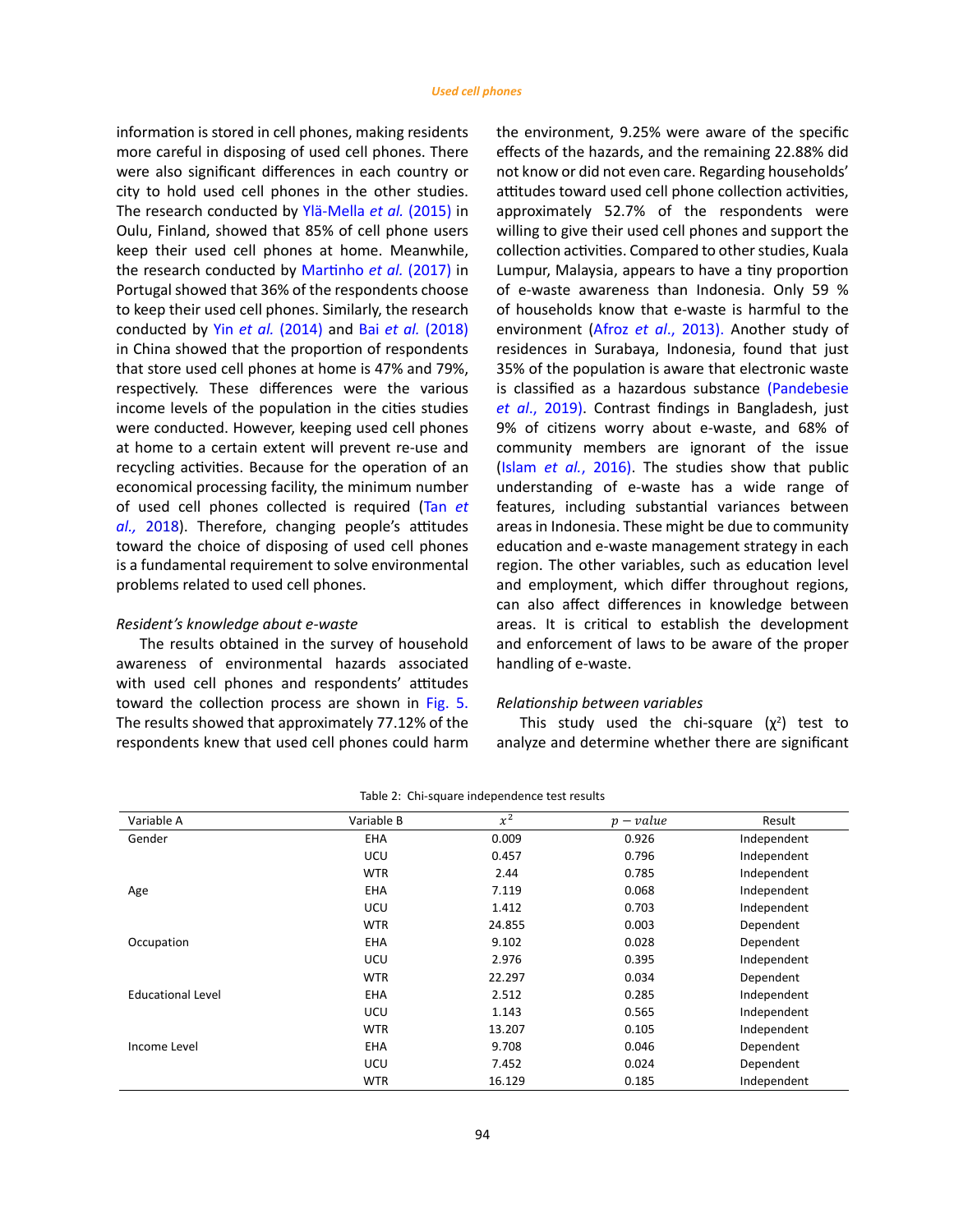information is stored in cell phones, making residents more careful in disposing of used cell phones. There were also significant differences in each country or city to hold used cell phones in the other studies. The research conducted by Ylä-Mella *et al.* (2015) in Oulu, Finland, showed that 85% of cell phone users keep their used cell phones at home. Meanwhile, the research conducted by Martinho *et al.* (2017) in Portugal showed that 36% of the respondents choose to keep their used cell phones. Similarly, the research conducted by Yin *et al.* (2014) and Bai *et al.* (2018) in China showed that the proportion of respondents that store used cell phones at home is 47% and 79%, respectively. These differences were the various income levels of the population in the cities studies were conducted. However, keeping used cell phones at home to a certain extent will prevent re-use and recycling activities. Because for the operation of an economical processing facility, the minimum number of used cell phones collected is required (Tan *et al.,* 2018). Therefore, changing people's attitudes toward the choice of disposing of used cell phones is a fundamental requirement to solve environmental problems related to used cell phones.

### *Resident's knowledge about e-waste*

The results obtained in the survey of household awareness of environmental hazards associated with used cell phones and respondents' attitudes toward the collection process are shown in Fig. 5. The results showed that approximately 77.12% of the respondents knew that used cell phones could harm the environment, 9.25% were aware of the specific effects of the hazards, and the remaining 22.88% did not know or did not even care. Regarding households' attitudes toward used cell phone collection activities, approximately 52.7% of the respondents were willing to give their used cell phones and support the collection activities. Compared to other studies, Kuala Lumpur, Malaysia, appears to have a tiny proportion of e-waste awareness than Indonesia. Only 59 % of households know that e-waste is harmful to the environment (Afroz *et al*., 2013). Another study of residences in Surabaya, Indonesia, found that just 35% of the population is aware that electronic waste is classified as a hazardous substance (Pandebesie *et al*., 2019). Contrast findings in Bangladesh, just 9% of citizens worry about e-waste, and 68% of community members are ignorant of the issue (Islam *et al.*, 2016). The studies show that public understanding of e-waste has a wide range of features, including substantial variances between areas in Indonesia. These might be due to community education and e-waste management strategy in each region. The other variables, such as education level and employment, which differ throughout regions, can also affect differences in knowledge between areas. It is critical to establish the development and enforcement of laws to be aware of the proper handling of e-waste.

### *Relationship between variables*

This study used the chi-square ($\chi^2$) test to analyze and determine whether there are significant

Table 2: Chi-square independence test results

| Variable A | Variable B | $x^2$ | $p-value$ | Result |
|---|---|---|---|---|
| Gender | EHA | 0.009 | 0.926 | Independent |
| | UCU | 0.457 | 0.796 | Independent |
| | WTR | 2.44 | 0.785 | Independent |
| Age | EHA | 7.119 | 0.068 | Independent |
| | UCU | 1.412 | 0.703 | Independent |
| | WTR | 24.855 | 0.003 | Dependent |
| Occupation | EHA | 9.102 | 0.028 | Dependent |
| | UCU | 2.976 | 0.395 | Independent |
| | WTR | 22.297 | 0.034 | Dependent |
| Educational Level | EHA | 2.512 | 0.285 | Independent |
| | UCU | 1.143 | 0.565 | Independent |
| | WTR | 13.207 | 0.105 | Independent |
| Income Level | EHA | 9.708 | 0.046 | Dependent |
| | UCU | 7.452 | 0.024 | Dependent |
| | WTR | 16.129 | 0.185 | Independent |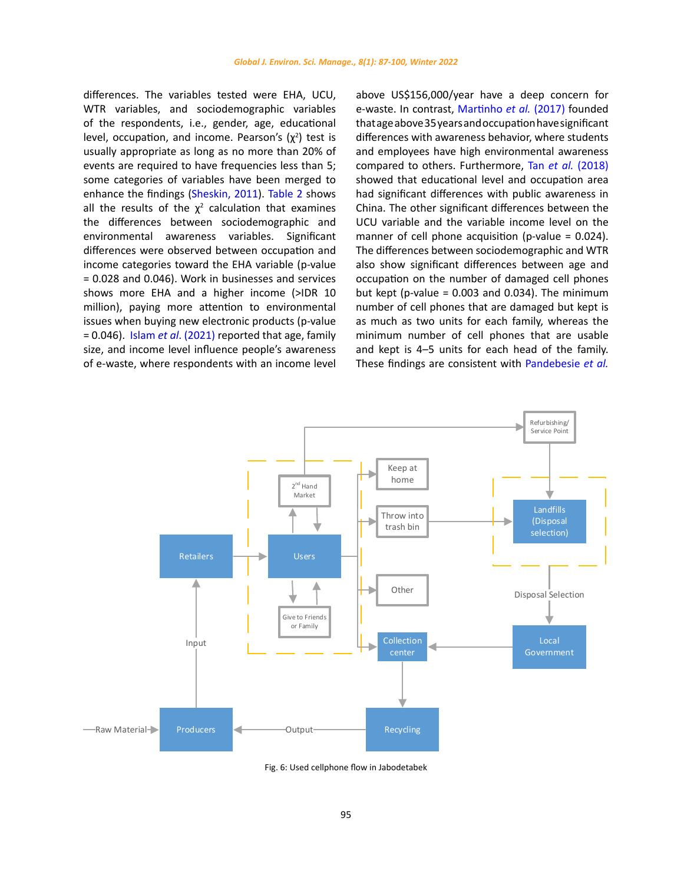differences. The variables tested were EHA, UCU, WTR variables, and sociodemographic variables of the respondents, i.e., gender, age, educational level, occupation, and income. Pearson's ($\chi^2$) test is usually appropriate as long as no more than 20% of events are required to have frequencies less than 5; some categories of variables have been merged to enhance the findings (Sheskin, 2011). Table 2 shows all the results of the $\chi^2$ calculation that examines the differences between sociodemographic and environmental awareness variables. Significant differences were observed between occupation and income categories toward the EHA variable (p-value = 0.028 and 0.046). Work in businesses and services shows more EHA and a higher income (>IDR 10 million), paying more attention to environmental issues when buying new electronic products (p-value = 0.046). Islam *et al*. (2021) reported that age, family size, and income level influence people's awareness of e-waste, where respondents with an income level above US$156,000/year have a deep concern for e-waste. In contrast, Martinho *et al.* (2017) founded that age above 35 years and occupation have significant differences with awareness behavior, where students and employees have high environmental awareness compared to others. Furthermore, Tan *et al.* (2018) showed that educational level and occupation area had significant differences with public awareness in China. The other significant differences between the UCU variable and the variable income level on the manner of cell phone acquisition (p-value = 0.024). The differences between sociodemographic and WTR also show significant differences between age and occupation on the number of damaged cell phones but kept (p-value = 0.003 and 0.034). The minimum number of cell phones that are damaged but kept is as much as two units for each family, whereas the minimum number of cell phones that are usable and kept is 4–5 units for each head of the family. These findings are consistent with Pandebesie *et al.*

Fig. 6: Used cellphone flow in Jabodetabek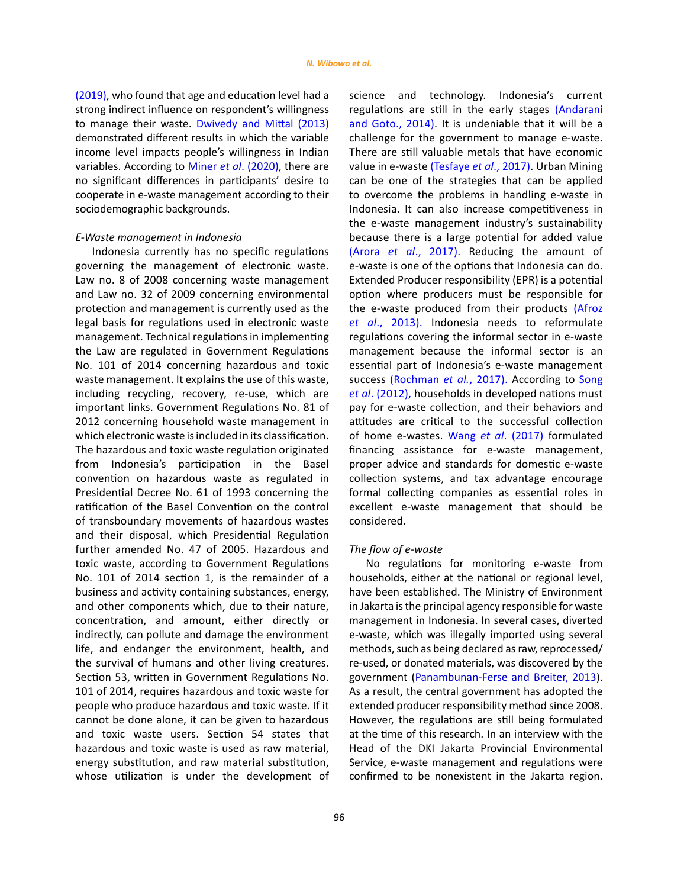(2019), who found that age and education level had a strong indirect influence on respondent's willingness to manage their waste. Dwivedy and Mittal (2013) demonstrated different results in which the variable income level impacts people's willingness in Indian variables. According to Miner *et al*. (2020), there are no significant differences in participants' desire to cooperate in e-waste management according to their sociodemographic backgrounds.

*E-Waste management in Indonesia*

Indonesia currently has no specific regulations governing the management of electronic waste. Law no. 8 of 2008 concerning waste management and Law no. 32 of 2009 concerning environmental protection and management is currently used as the legal basis for regulations used in electronic waste management. Technical regulations in implementing the Law are regulated in Government Regulations No. 101 of 2014 concerning hazardous and toxic waste management. It explains the use of this waste, including recycling, recovery, re-use, which are important links. Government Regulations No. 81 of 2012 concerning household waste management in which electronic waste is included in its classification. The hazardous and toxic waste regulation originated from Indonesia's participation in the Basel convention on hazardous waste as regulated in Presidential Decree No. 61 of 1993 concerning the ratification of the Basel Convention on the control of transboundary movements of hazardous wastes and their disposal, which Presidential Regulation further amended No. 47 of 2005. Hazardous and toxic waste, according to Government Regulations No. 101 of 2014 section 1, is the remainder of a business and activity containing substances, energy, and other components which, due to their nature, concentration, and amount, either directly or indirectly, can pollute and damage the environment life, and endanger the environment, health, and the survival of humans and other living creatures. Section 53, written in Government Regulations No. 101 of 2014, requires hazardous and toxic waste for people who produce hazardous and toxic waste. If it cannot be done alone, it can be given to hazardous and toxic waste users. Section 54 states that hazardous and toxic waste is used as raw material, energy substitution, and raw material substitution, whose utilization is under the development of science and technology. Indonesia's current regulations are still in the early stages (Andarani and Goto., 2014). It is undeniable that it will be a challenge for the government to manage e-waste. There are still valuable metals that have economic value in e-waste (Tesfaye *et al*., 2017). Urban Mining can be one of the strategies that can be applied to overcome the problems in handling e-waste in Indonesia. It can also increase competitiveness in the e-waste management industry's sustainability because there is a large potential for added value (Arora *et al*., 2017). Reducing the amount of e-waste is one of the options that Indonesia can do. Extended Producer responsibility (EPR) is a potential option where producers must be responsible for the e-waste produced from their products (Afroz *et al*., 2013). Indonesia needs to reformulate regulations covering the informal sector in e-waste management because the informal sector is an essential part of Indonesia's e-waste management success (Rochman *et al.*, 2017). According to Song *et al*. (2012), households in developed nations must pay for e-waste collection, and their behaviors and attitudes are critical to the successful collection of home e-wastes. Wang *et al*. (2017) formulated financing assistance for e-waste management, proper advice and standards for domestic e-waste collection systems, and tax advantage encourage formal collecting companies as essential roles in excellent e-waste management that should be considered.

*The flow of e-waste*

No regulations for monitoring e-waste from households, either at the national or regional level, have been established. The Ministry of Environment in Jakarta is the principal agency responsible for waste management in Indonesia. In several cases, diverted e-waste, which was illegally imported using several methods, such as being declared as raw, reprocessed/re-used, or donated materials, was discovered by the government (Panambunan-Ferse and Breiter, 2013). As a result, the central government has adopted the extended producer responsibility method since 2008. However, the regulations are still being formulated at the time of this research. In an interview with the Head of the DKI Jakarta Provincial Environmental Service, e-waste management and regulations were confirmed to be nonexistent in the Jakarta region.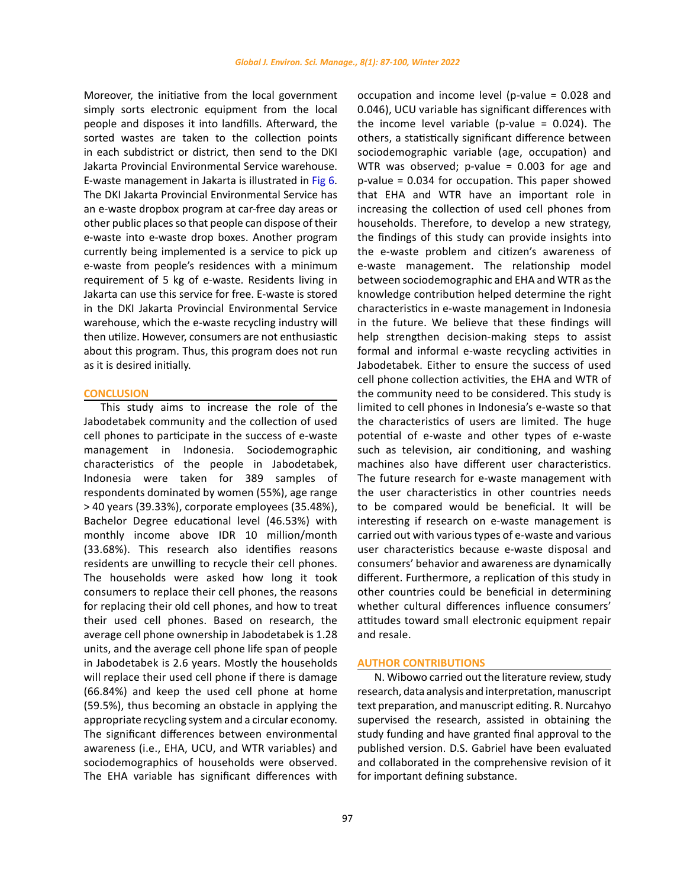Moreover, the initiative from the local government simply sorts electronic equipment from the local people and disposes it into landfills. Afterward, the sorted wastes are taken to the collection points in each subdistrict or district, then send to the DKI Jakarta Provincial Environmental Service warehouse. E-waste management in Jakarta is illustrated in Fig 6. The DKI Jakarta Provincial Environmental Service has an e-waste dropbox program at car-free day areas or other public places so that people can dispose of their e-waste into e-waste drop boxes. Another program currently being implemented is a service to pick up e-waste from people's residences with a minimum requirement of 5 kg of e-waste. Residents living in Jakarta can use this service for free. E-waste is stored in the DKI Jakarta Provincial Environmental Service warehouse, which the e-waste recycling industry will then utilize. However, consumers are not enthusiastic about this program. Thus, this program does not run as it is desired initially.

## CONCLUSION

This study aims to increase the role of the Jabodetabek community and the collection of used cell phones to participate in the success of e-waste management in Indonesia. Sociodemographic characteristics of the people in Jabodetabek, Indonesia were taken for 389 samples of respondents dominated by women (55%), age range > 40 years (39.33%), corporate employees (35.48%), Bachelor Degree educational level (46.53%) with monthly income above IDR 10 million/month (33.68%). This research also identifies reasons residents are unwilling to recycle their cell phones. The households were asked how long it took consumers to replace their cell phones, the reasons for replacing their old cell phones, and how to treat their used cell phones. Based on research, the average cell phone ownership in Jabodetabek is 1.28 units, and the average cell phone life span of people in Jabodetabek is 2.6 years. Mostly the households will replace their used cell phone if there is damage (66.84%) and keep the used cell phone at home (59.5%), thus becoming an obstacle in applying the appropriate recycling system and a circular economy. The significant differences between environmental awareness (i.e., EHA, UCU, and WTR variables) and sociodemographics of households were observed. The EHA variable has significant differences with occupation and income level (p-value = 0.028 and 0.046), UCU variable has significant differences with the income level variable (p-value = 0.024). The others, a statistically significant difference between sociodemographic variable (age, occupation) and WTR was observed; p-value = 0.003 for age and p-value = 0.034 for occupation. This paper showed that EHA and WTR have an important role in increasing the collection of used cell phones from households. Therefore, to develop a new strategy, the findings of this study can provide insights into the e-waste problem and citizen's awareness of e-waste management. The relationship model between sociodemographic and EHA and WTR as the knowledge contribution helped determine the right characteristics in e-waste management in Indonesia in the future. We believe that these findings will help strengthen decision-making steps to assist formal and informal e-waste recycling activities in Jabodetabek. Either to ensure the success of used cell phone collection activities, the EHA and WTR of the community need to be considered. This study is limited to cell phones in Indonesia's e-waste so that the characteristics of users are limited. The huge potential of e-waste and other types of e-waste such as television, air conditioning, and washing machines also have different user characteristics. The future research for e-waste management with the user characteristics in other countries needs to be compared would be beneficial. It will be interesting if research on e-waste management is carried out with various types of e-waste and various user characteristics because e-waste disposal and consumers' behavior and awareness are dynamically different. Furthermore, a replication of this study in other countries could be beneficial in determining whether cultural differences influence consumers' attitudes toward small electronic equipment repair and resale.

## AUTHOR CONTRIBUTIONS

N. Wibowo carried out the literature review, study research, data analysis and interpretation, manuscript text preparation, and manuscript editing. R. Nurcahyo supervised the research, assisted in obtaining the study funding and have granted final approval to the published version. D.S. Gabriel have been evaluated and collaborated in the comprehensive revision of it for important defining substance.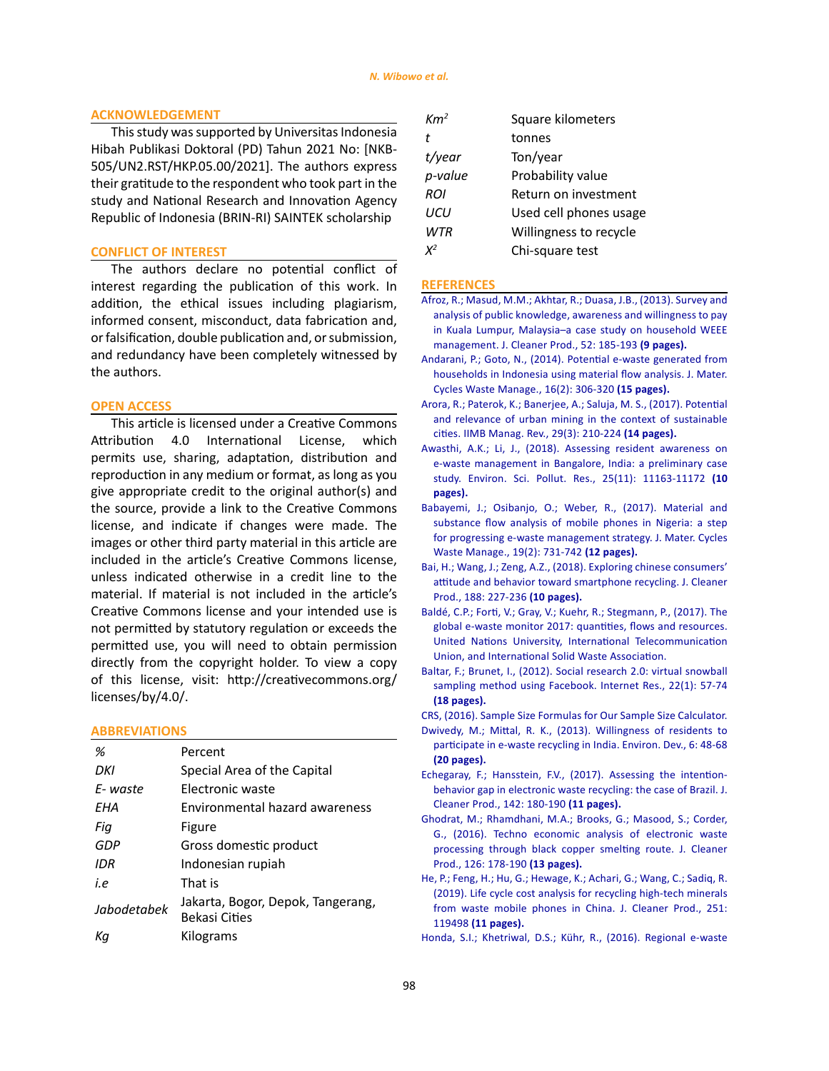## ACKNOWLEDGEMENT

This study was supported by Universitas Indonesia Hibah Publikasi Doktoral (PD) Tahun 2021 No: [NKB-505/UN2.RST/HKP.05.00/2021]. The authors express their gratitude to the respondent who took part in the study and National Research and Innovation Agency Republic of Indonesia (BRIN-RI) SAINTEK scholarship

## CONFLICT OF INTEREST

The authors declare no potential conflict of interest regarding the publication of this work. In addition, the ethical issues including plagiarism, informed consent, misconduct, data fabrication and, or falsification, double publication and, or submission, and redundancy have been completely witnessed by the authors.

## OPEN ACCESS

This article is licensed under a Creative Commons Attribution 4.0 International License, which permits use, sharing, adaptation, distribution and reproduction in any medium or format, as long as you give appropriate credit to the original author(s) and the source, provide a link to the Creative Commons license, and indicate if changes were made. The images or other third party material in this article are included in the article's Creative Commons license, unless indicated otherwise in a credit line to the material. If material is not included in the article's Creative Commons license and your intended use is not permitted by statutory regulation or exceeds the permitted use, you will need to obtain permission directly from the copyright holder. To view a copy of this license, visit: http://creativecommons.org/licenses/by/4.0/.

## ABBREVIATIONS

| | |
|---|---|
| *%* | Percent |
| *DKI* | Special Area of the Capital |
| *E- waste* | Electronic waste |
| *EHA* | Environmental hazard awareness |
| *Fig* | Figure |
| *GDP* | Gross domestic product |
| *IDR* | Indonesian rupiah |
| *i.e* | That is |
| *Jabodetabek* | Jakarta, Bogor, Depok, Tangerang, Bekasi Cities |
| *Kg* | Kilograms |
| *$Km^2$* | Square kilometers |
| *t* | tonnes |
| *t/year* | Ton/year |
| *p-value* | Probability value |
| *ROI* | Return on investment |
| *UCU* | Used cell phones usage |
| *WTR* | Willingness to recycle |
| *$X^2$* | Chi-square test |

## REFERENCES

Afroz, R.; Masud, M.M.; Akhtar, R.; Duasa, J.B., (2013). Survey and analysis of public knowledge, awareness and willingness to pay in Kuala Lumpur, Malaysia–a case study on household WEEE management. J. Cleaner Prod., 52: 185-193 **(9 pages).**

Andarani, P.; Goto, N., (2014). Potential e-waste generated from households in Indonesia using material flow analysis. J. Mater. Cycles Waste Manage., 16(2): 306-320 **(15 pages).**

Arora, R.; Paterok, K.; Banerjee, A.; Saluja, M. S., (2017). Potential and relevance of urban mining in the context of sustainable cities. IIMB Manag. Rev., 29(3): 210-224 **(14 pages).**

Awasthi, A.K.; Li, J., (2018). Assessing resident awareness on e-waste management in Bangalore, India: a preliminary case study. Environ. Sci. Pollut. Res., 25(11): 11163-11172 **(10 pages).**

Babayemi, J.; Osibanjo, O.; Weber, R., (2017). Material and substance flow analysis of mobile phones in Nigeria: a step for progressing e-waste management strategy. J. Mater. Cycles Waste Manage., 19(2): 731-742 **(12 pages).**

Bai, H.; Wang, J.; Zeng, A.Z., (2018). Exploring chinese consumers' attitude and behavior toward smartphone recycling. J. Cleaner Prod., 188: 227-236 **(10 pages).**

Baldé, C.P.; Forti, V.; Gray, V.; Kuehr, R.; Stegmann, P., (2017). The global e-waste monitor 2017: quantities, flows and resources. United Nations University, International Telecommunication Union, and International Solid Waste Association.

Baltar, F.; Brunet, I., (2012). Social research 2.0: virtual snowball sampling method using Facebook. Internet Res., 22(1): 57-74 **(18 pages).**

CRS, (2016). Sample Size Formulas for Our Sample Size Calculator.

Dwivedy, M.; Mittal, R. K., (2013). Willingness of residents to participate in e-waste recycling in India. Environ. Dev., 6: 48-68 **(20 pages).**

Echegaray, F.; Hansstein, F.V., (2017). Assessing the intention-behavior gap in electronic waste recycling: the case of Brazil. J. Cleaner Prod., 142: 180-190 **(11 pages).**

Ghodrat, M.; Rhamdhani, M.A.; Brooks, G.; Masood, S.; Corder, G., (2016). Techno economic analysis of electronic waste processing through black copper smelting route. J. Cleaner Prod., 126: 178-190 **(13 pages).**

He, P.; Feng, H.; Hu, G.; Hewage, K.; Achari, G.; Wang, C.; Sadiq, R. (2019). Life cycle cost analysis for recycling high-tech minerals from waste mobile phones in China. J. Cleaner Prod., 251: 119498 **(11 pages).**

Honda, S.I.; Khetriwal, D.S.; Kühr, R., (2016). Regional e-waste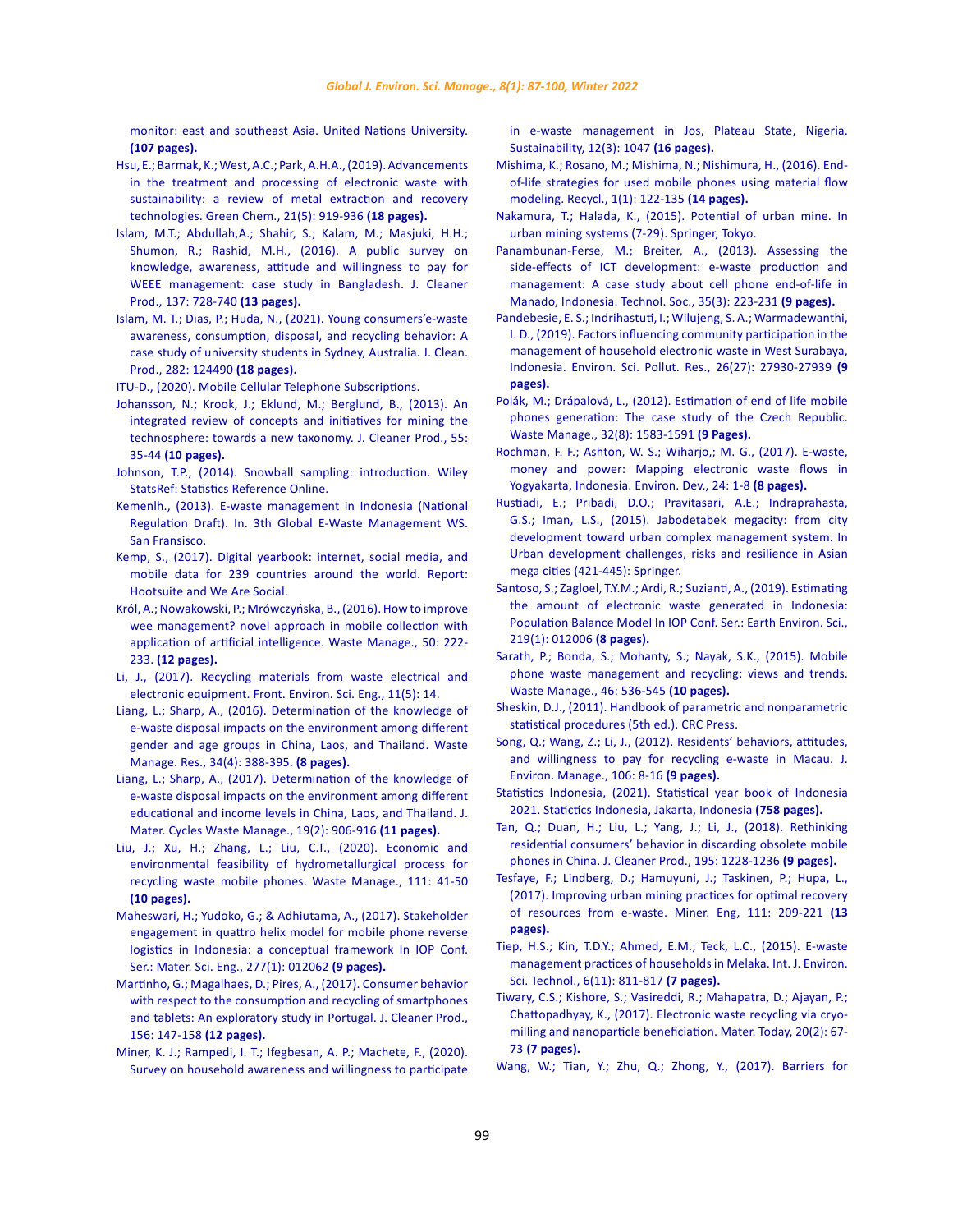monitor: east and southeast Asia. United Nations University. **(107 pages).**

Hsu, E.; Barmak, K.; West, A.C.; Park, A.H.A., (2019). Advancements in the treatment and processing of electronic waste with sustainability: a review of metal extraction and recovery technologies. Green Chem., 21(5): 919-936 **(18 pages).**

Islam, M.T.; Abdullah,A.; Shahir, S.; Kalam, M.; Masjuki, H.H.; Shumon, R.; Rashid, M.H., (2016). A public survey on knowledge, awareness, attitude and willingness to pay for WEEE management: case study in Bangladesh. J. Cleaner Prod., 137: 728-740 **(13 pages).**

Islam, M. T.; Dias, P.; Huda, N., (2021). Young consumers'e-waste awareness, consumption, disposal, and recycling behavior: A case study of university students in Sydney, Australia. J. Clean. Prod., 282: 124490 **(18 pages).**

ITU-D., (2020). Mobile Cellular Telephone Subscriptions.

Johansson, N.; Krook, J.; Eklund, M.; Berglund, B., (2013). An integrated review of concepts and initiatives for mining the technosphere: towards a new taxonomy. J. Cleaner Prod., 55: 35-44 **(10 pages).**

Johnson, T.P., (2014). Snowball sampling: introduction. Wiley StatsRef: Statistics Reference Online.

Kemenlh., (2013). E-waste management in Indonesia (National Regulation Draft). In. 3th Global E-Waste Management WS. San Fransisco.

Kemp, S., (2017). Digital yearbook: internet, social media, and mobile data for 239 countries around the world. Report: Hootsuite and We Are Social.

Król, A.; Nowakowski, P.; Mrówczyńska, B., (2016). How to improve wee management? novel approach in mobile collection with application of artificial intelligence. Waste Manage., 50: 222-233. **(12 pages).**

Li, J., (2017). Recycling materials from waste electrical and electronic equipment. Front. Environ. Sci. Eng., 11(5): 14.

Liang, L.; Sharp, A., (2016). Determination of the knowledge of e-waste disposal impacts on the environment among different gender and age groups in China, Laos, and Thailand. Waste Manage. Res., 34(4): 388-395. **(8 pages).**

Liang, L.; Sharp, A., (2017). Determination of the knowledge of e-waste disposal impacts on the environment among different educational and income levels in China, Laos, and Thailand. J. Mater. Cycles Waste Manage., 19(2): 906-916 **(11 pages).**

Liu, J.; Xu, H.; Zhang, L.; Liu, C.T., (2020). Economic and environmental feasibility of hydrometallurgical process for recycling waste mobile phones. Waste Manage., 111: 41-50 **(10 pages).**

Maheswari, H.; Yudoko, G.; & Adhiutama, A., (2017). Stakeholder engagement in quattro helix model for mobile phone reverse logistics in Indonesia: a conceptual framework In IOP Conf. Ser.: Mater. Sci. Eng., 277(1): 012062 **(9 pages).**

Martinho, G.; Magalhaes, D.; Pires, A., (2017). Consumer behavior with respect to the consumption and recycling of smartphones and tablets: An exploratory study in Portugal. J. Cleaner Prod., 156: 147-158 **(12 pages).**

Miner, K. J.; Rampedi, I. T.; Ifegbesan, A. P.; Machete, F., (2020). Survey on household awareness and willingness to participate in e-waste management in Jos, Plateau State, Nigeria. Sustainability, 12(3): 1047 **(16 pages).**

Mishima, K.; Rosano, M.; Mishima, N.; Nishimura, H., (2016). End-of-life strategies for used mobile phones using material flow modeling. Recycl., 1(1): 122-135 **(14 pages).**

Nakamura, T.; Halada, K., (2015). Potential of urban mine. In urban mining systems (7-29). Springer, Tokyo.

Panambunan-Ferse, M.; Breiter, A., (2013). Assessing the side-effects of ICT development: e-waste production and management: A case study about cell phone end-of-life in Manado, Indonesia. Technol. Soc., 35(3): 223-231 **(9 pages).**

Pandebesie, E. S.; Indrihastuti, I.; Wilujeng, S. A.; Warmadewanthi, I. D., (2019). Factors influencing community participation in the management of household electronic waste in West Surabaya, Indonesia. Environ. Sci. Pollut. Res., 26(27): 27930-27939 **(9 pages).**

Polák, M.; Drápalová, L., (2012). Estimation of end of life mobile phones generation: The case study of the Czech Republic. Waste Manage., 32(8): 1583-1591 **(9 Pages).**

Rochman, F. F.; Ashton, W. S.; Wiharjo,; M. G., (2017). E-waste, money and power: Mapping electronic waste flows in Yogyakarta, Indonesia. Environ. Dev., 24: 1-8 **(8 pages).**

Rustiadi, E.; Pribadi, D.O.; Pravitasari, A.E.; Indraprahasta, G.S.; Iman, L.S., (2015). Jabodetabek megacity: from city development toward urban complex management system. In Urban development challenges, risks and resilience in Asian mega cities (421-445): Springer.

Santoso, S.; Zagloel, T.Y.M.; Ardi, R.; Suzianti, A., (2019). Estimating the amount of electronic waste generated in Indonesia: Population Balance Model In IOP Conf. Ser.: Earth Environ. Sci., 219(1): 012006 **(8 pages).**

Sarath, P.; Bonda, S.; Mohanty, S.; Nayak, S.K., (2015). Mobile phone waste management and recycling: views and trends. Waste Manage., 46: 536-545 **(10 pages).**

Sheskin, D.J., (2011). Handbook of parametric and nonparametric statistical procedures (5th ed.). CRC Press.

Song, Q.; Wang, Z.; Li, J., (2012). Residents' behaviors, attitudes, and willingness to pay for recycling e-waste in Macau. J. Environ. Manage., 106: 8-16 **(9 pages).**

Statistics Indonesia, (2021). Statistical year book of Indonesia 2021. Statictics Indonesia, Jakarta, Indonesia **(758 pages).**

Tan, Q.; Duan, H.; Liu, L.; Yang, J.; Li, J., (2018). Rethinking residential consumers' behavior in discarding obsolete mobile phones in China. J. Cleaner Prod., 195: 1228-1236 **(9 pages).**

Tesfaye, F.; Lindberg, D.; Hamuyuni, J.; Taskinen, P.; Hupa, L., (2017). Improving urban mining practices for optimal recovery of resources from e-waste. Miner. Eng, 111: 209-221 **(13 pages).**

Tiep, H.S.; Kin, T.D.Y.; Ahmed, E.M.; Teck, L.C., (2015). E-waste management practices of households in Melaka. Int. J. Environ. Sci. Technol., 6(11): 811-817 **(7 pages).**

Tiwary, C.S.; Kishore, S.; Vasireddi, R.; Mahapatra, D.; Ajayan, P.; Chattopadhyay, K., (2017). Electronic waste recycling via cryo-milling and nanoparticle beneficiation. Mater. Today, 20(2): 67-73 **(7 pages).**

Wang, W.; Tian, Y.; Zhu, Q.; Zhong, Y., (2017). Barriers for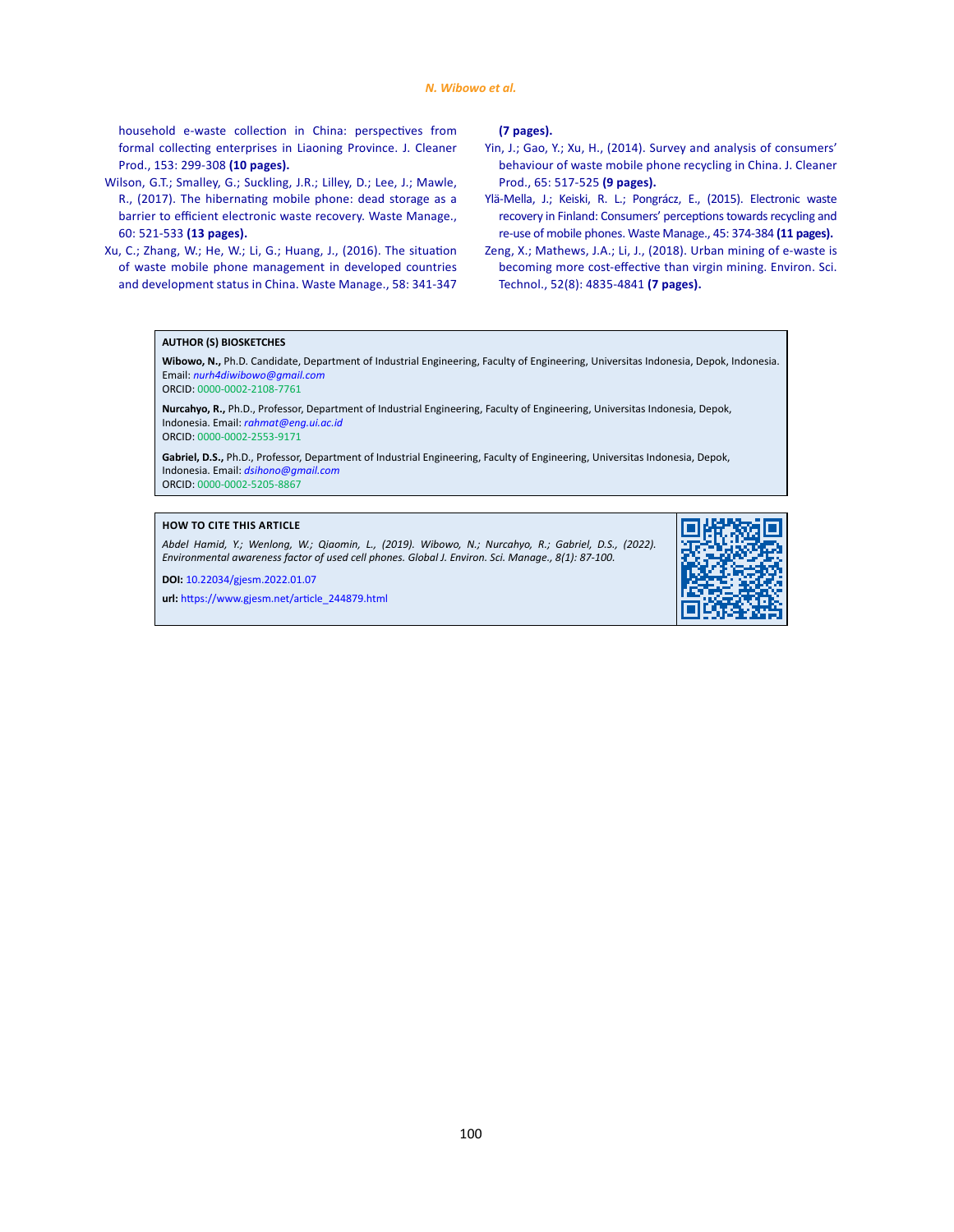household e-waste collection in China: perspectives from formal collecting enterprises in Liaoning Province. J. Cleaner Prod., 153: 299-308 **(10 pages).**

Wilson, G.T.; Smalley, G.; Suckling, J.R.; Lilley, D.; Lee, J.; Mawle, R., (2017). The hibernating mobile phone: dead storage as a barrier to efficient electronic waste recovery. Waste Manage., 60: 521-533 **(13 pages).**

Xu, C.; Zhang, W.; He, W.; Li, G.; Huang, J., (2016). The situation of waste mobile phone management in developed countries and development status in China. Waste Manage., 58: 341-347 **(7 pages).**

Yin, J.; Gao, Y.; Xu, H., (2014). Survey and analysis of consumers' behaviour of waste mobile phone recycling in China. J. Cleaner Prod., 65: 517-525 **(9 pages).**

Ylä-Mella, J.; Keiski, R. L.; Pongrácz, E., (2015). Electronic waste recovery in Finland: Consumers' perceptions towards recycling and re-use of mobile phones. Waste Manage., 45: 374-384 **(11 pages).**

Zeng, X.; Mathews, J.A.; Li, J., (2018). Urban mining of e-waste is becoming more cost-effective than virgin mining. Environ. Sci. Technol., 52(8): 4835-4841 **(7 pages).**

**AUTHOR (S) BIOSKETCHES**

**Wibowo, N.,** Ph.D. Candidate, Department of Industrial Engineering, Faculty of Engineering, Universitas Indonesia, Depok, Indonesia. Email: *nurh4diwibowo@gmail.com*
ORCID: 0000-0002-2108-7761

**Nurcahyo, R.,** Ph.D., Professor, Department of Industrial Engineering, Faculty of Engineering, Universitas Indonesia, Depok, Indonesia. Email: *rahmat@eng.ui.ac.id*
ORCID: 0000-0002-2553-9171

**Gabriel, D.S.,** Ph.D., Professor, Department of Industrial Engineering, Faculty of Engineering, Universitas Indonesia, Depok, Indonesia. Email: *dsihono@gmail.com*
ORCID: 0000-0002-5205-8867

**HOW TO CITE THIS ARTICLE**

*Abdel Hamid, Y.; Wenlong, W.; Qiaomin, L., (2019). Wibowo, N.; Nurcahyo, R.; Gabriel, D.S., (2022). Environmental awareness factor of used cell phones. Global J. Environ. Sci. Manage., 8(1): 87-100.*

**DOI:** 10.22034/gjesm.2022.01.07

**url:** https://www.gjesm.net/article_244879.html